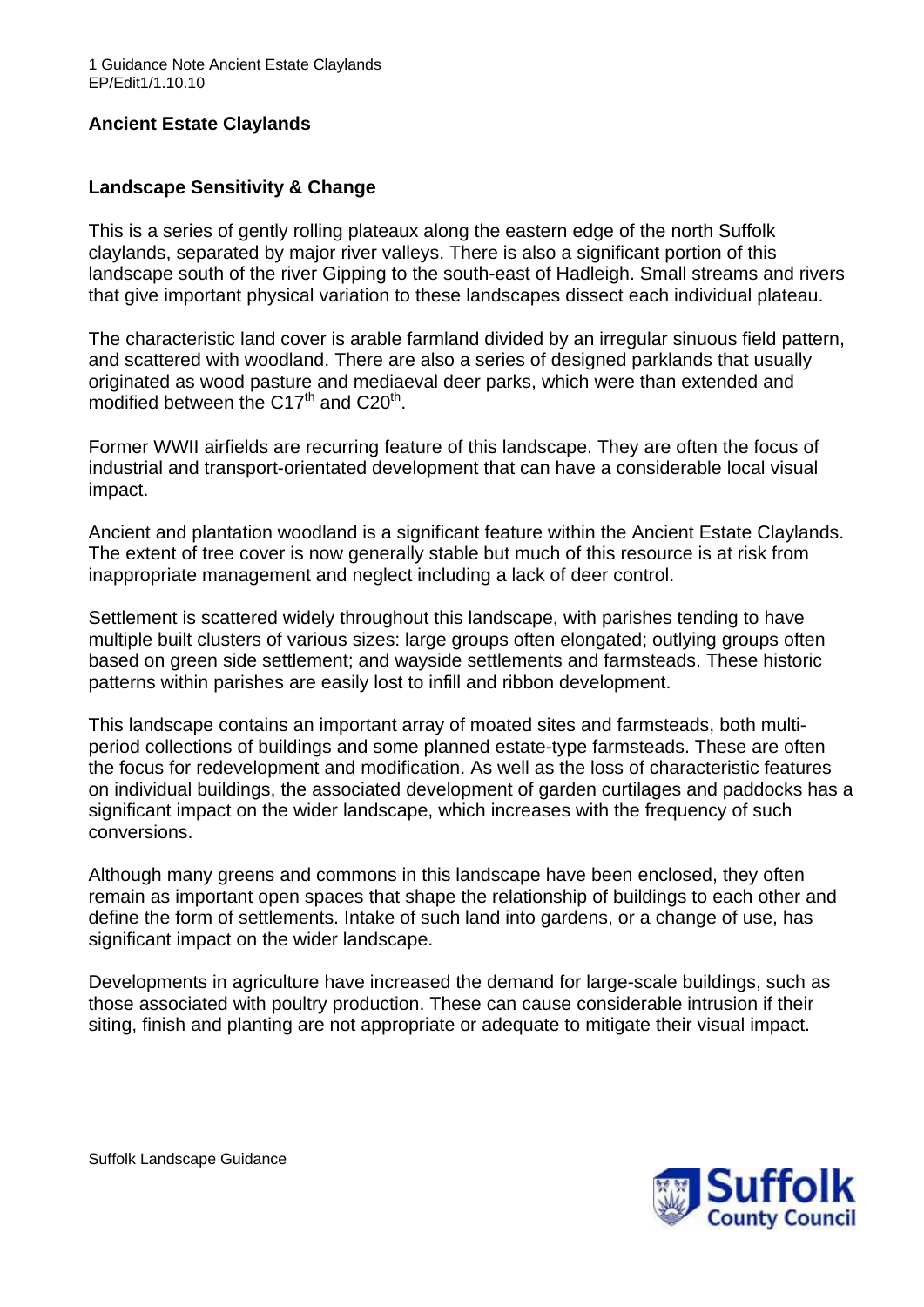# Ancient Estate Claylands

## Landscape Sensitivity & Change

This is a series of gently rolling plateaux along the eastern edge of the north Suffolk claylands, separated by major river valleys. There is also a significant portion of this landscape south of the river Gipping to the south-east of Hadleigh. Small streams and rivers that give important physical variation to these landscapes dissect each individual plateau.

The characteristic land cover is arable farmland divided by an irregular sinuous field pattern, and scattered with woodland. There are also a series of designed parklands that usually originated as wood pasture and mediaeval deer parks, which were than extended and modified between the C17th and C20th.

Former WWII airfields are recurring feature of this landscape. They are often the focus of industrial and transport-orientated development that can have a considerable local visual impact.

Ancient and plantation woodland is a significant feature within the Ancient Estate Claylands. The extent of tree cover is now generally stable but much of this resource is at risk from inappropriate management and neglect including a lack of deer control.

Settlement is scattered widely throughout this landscape, with parishes tending to have multiple built clusters of various sizes: large groups often elongated; outlying groups often based on green side settlement; and wayside settlements and farmsteads. These historic patterns within parishes are easily lost to infill and ribbon development.

This landscape contains an important array of moated sites and farmsteads, both multi-period collections of buildings and some planned estate-type farmsteads. These are often the focus for redevelopment and modification. As well as the loss of characteristic features on individual buildings, the associated development of garden curtilages and paddocks has a significant impact on the wider landscape, which increases with the frequency of such conversions.

Although many greens and commons in this landscape have been enclosed, they often remain as important open spaces that shape the relationship of buildings to each other and define the form of settlements. Intake of such land into gardens, or a change of use, has significant impact on the wider landscape.

Developments in agriculture have increased the demand for large-scale buildings, such as those associated with poultry production. These can cause considerable intrusion if their siting, finish and planting are not appropriate or adequate to mitigate their visual impact.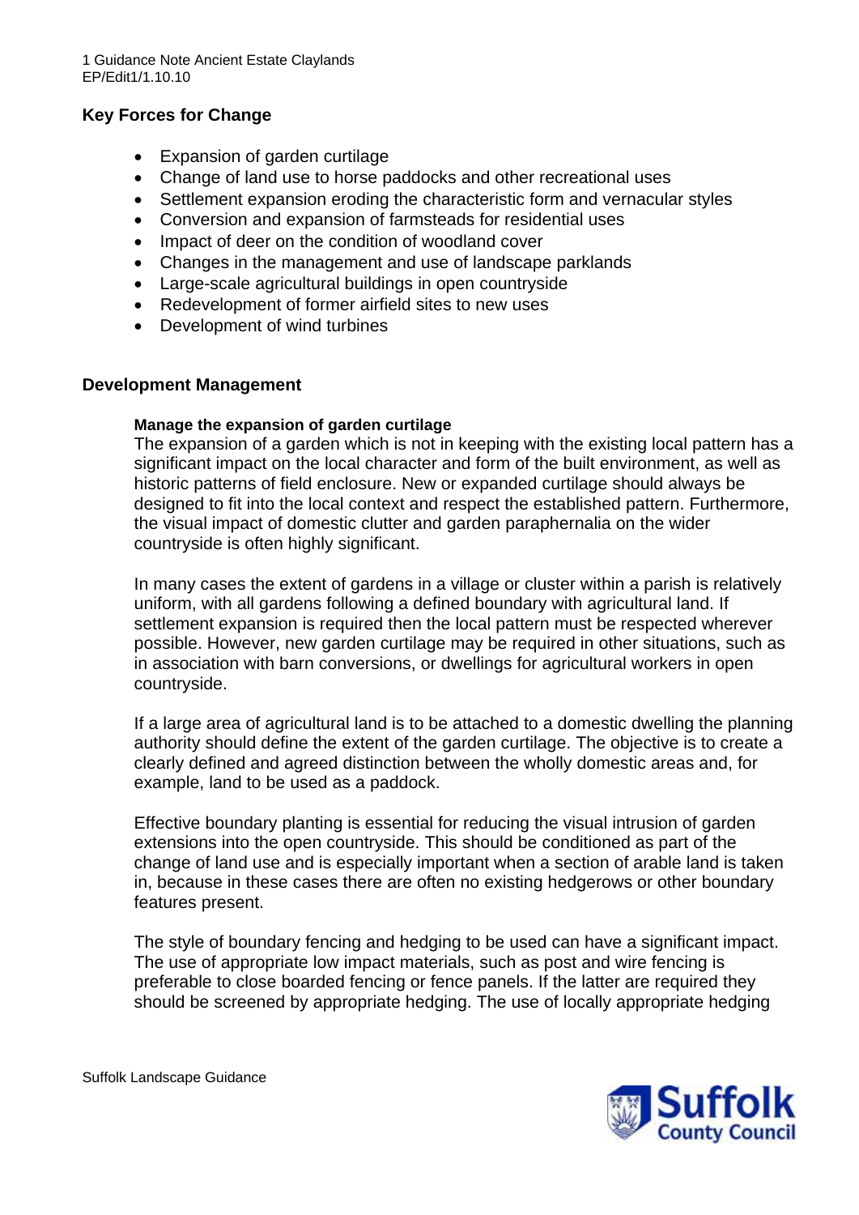## Key Forces for Change

- Expansion of garden curtilage
- Change of land use to horse paddocks and other recreational uses
- Settlement expansion eroding the characteristic form and vernacular styles
- Conversion and expansion of farmsteads for residential uses
- Impact of deer on the condition of woodland cover
- Changes in the management and use of landscape parklands
- Large-scale agricultural buildings in open countryside
- Redevelopment of former airfield sites to new uses
- Development of wind turbines

## Development Management

### Manage the expansion of garden curtilage

The expansion of a garden which is not in keeping with the existing local pattern has a significant impact on the local character and form of the built environment, as well as historic patterns of field enclosure. New or expanded curtilage should always be designed to fit into the local context and respect the established pattern. Furthermore, the visual impact of domestic clutter and garden paraphernalia on the wider countryside is often highly significant.

In many cases the extent of gardens in a village or cluster within a parish is relatively uniform, with all gardens following a defined boundary with agricultural land. If settlement expansion is required then the local pattern must be respected wherever possible. However, new garden curtilage may be required in other situations, such as in association with barn conversions, or dwellings for agricultural workers in open countryside.

If a large area of agricultural land is to be attached to a domestic dwelling the planning authority should define the extent of the garden curtilage. The objective is to create a clearly defined and agreed distinction between the wholly domestic areas and, for example, land to be used as a paddock.

Effective boundary planting is essential for reducing the visual intrusion of garden extensions into the open countryside. This should be conditioned as part of the change of land use and is especially important when a section of arable land is taken in, because in these cases there are often no existing hedgerows or other boundary features present.

The style of boundary fencing and hedging to be used can have a significant impact. The use of appropriate low impact materials, such as post and wire fencing is preferable to close boarded fencing or fence panels. If the latter are required they should be screened by appropriate hedging. The use of locally appropriate hedging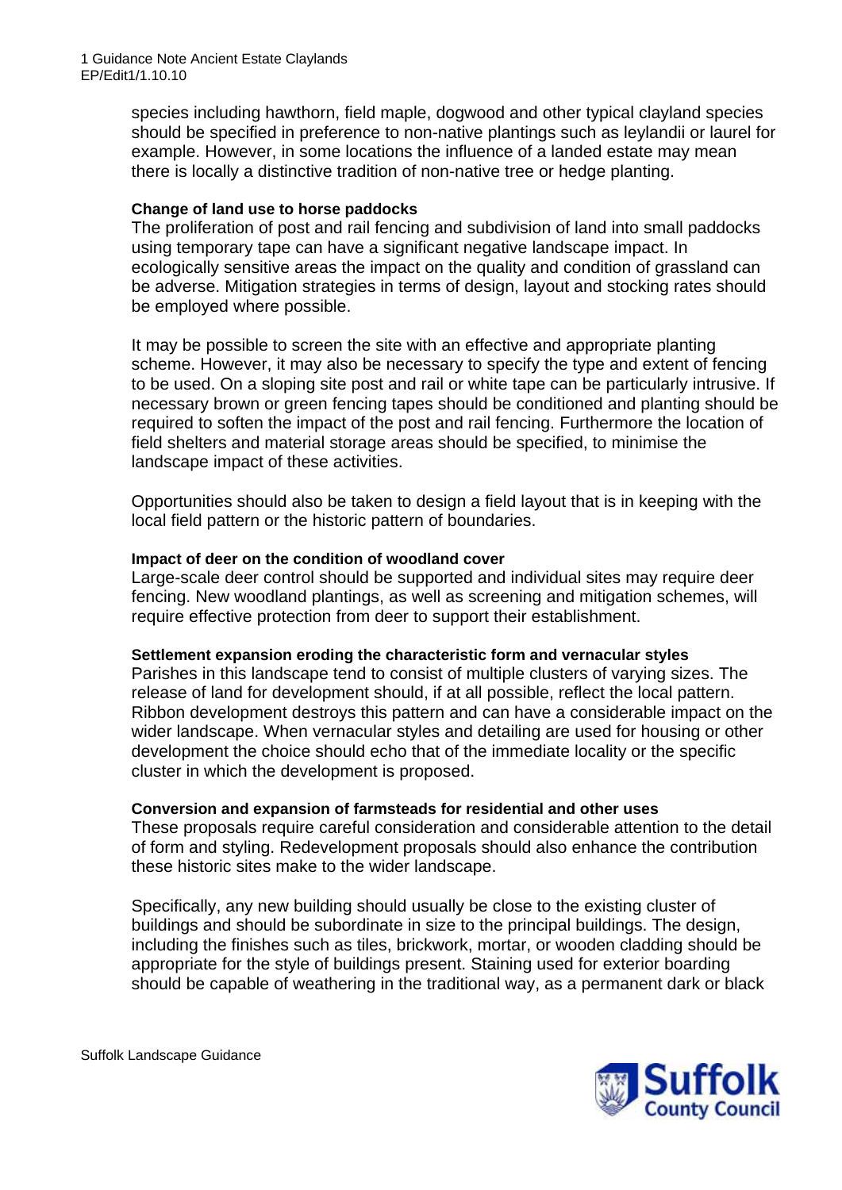species including hawthorn, field maple, dogwood and other typical clayland species should be specified in preference to non-native plantings such as leylandii or laurel for example. However, in some locations the influence of a landed estate may mean there is locally a distinctive tradition of non-native tree or hedge planting.

**Change of land use to horse paddocks**

The proliferation of post and rail fencing and subdivision of land into small paddocks using temporary tape can have a significant negative landscape impact. In ecologically sensitive areas the impact on the quality and condition of grassland can be adverse. Mitigation strategies in terms of design, layout and stocking rates should be employed where possible.

It may be possible to screen the site with an effective and appropriate planting scheme. However, it may also be necessary to specify the type and extent of fencing to be used. On a sloping site post and rail or white tape can be particularly intrusive. If necessary brown or green fencing tapes should be conditioned and planting should be required to soften the impact of the post and rail fencing. Furthermore the location of field shelters and material storage areas should be specified, to minimise the landscape impact of these activities.

Opportunities should also be taken to design a field layout that is in keeping with the local field pattern or the historic pattern of boundaries.

**Impact of deer on the condition of woodland cover**

Large-scale deer control should be supported and individual sites may require deer fencing. New woodland plantings, as well as screening and mitigation schemes, will require effective protection from deer to support their establishment.

**Settlement expansion eroding the characteristic form and vernacular styles**

Parishes in this landscape tend to consist of multiple clusters of varying sizes. The release of land for development should, if at all possible, reflect the local pattern. Ribbon development destroys this pattern and can have a considerable impact on the wider landscape. When vernacular styles and detailing are used for housing or other development the choice should echo that of the immediate locality or the specific cluster in which the development is proposed.

**Conversion and expansion of farmsteads for residential and other uses**

These proposals require careful consideration and considerable attention to the detail of form and styling. Redevelopment proposals should also enhance the contribution these historic sites make to the wider landscape.

Specifically, any new building should usually be close to the existing cluster of buildings and should be subordinate in size to the principal buildings. The design, including the finishes such as tiles, brickwork, mortar, or wooden cladding should be appropriate for the style of buildings present. Staining used for exterior boarding should be capable of weathering in the traditional way, as a permanent dark or black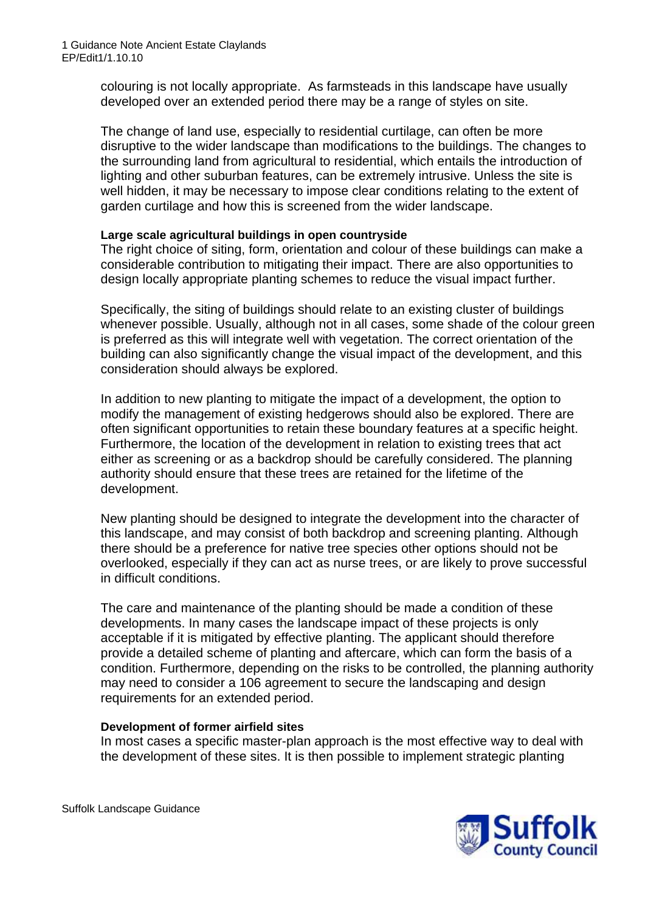colouring is not locally appropriate. As farmsteads in this landscape have usually developed over an extended period there may be a range of styles on site.

The change of land use, especially to residential curtilage, can often be more disruptive to the wider landscape than modifications to the buildings. The changes to the surrounding land from agricultural to residential, which entails the introduction of lighting and other suburban features, can be extremely intrusive. Unless the site is well hidden, it may be necessary to impose clear conditions relating to the extent of garden curtilage and how this is screened from the wider landscape.

**Large scale agricultural buildings in open countryside**

The right choice of siting, form, orientation and colour of these buildings can make a considerable contribution to mitigating their impact. There are also opportunities to design locally appropriate planting schemes to reduce the visual impact further.

Specifically, the siting of buildings should relate to an existing cluster of buildings whenever possible. Usually, although not in all cases, some shade of the colour green is preferred as this will integrate well with vegetation. The correct orientation of the building can also significantly change the visual impact of the development, and this consideration should always be explored.

In addition to new planting to mitigate the impact of a development, the option to modify the management of existing hedgerows should also be explored. There are often significant opportunities to retain these boundary features at a specific height. Furthermore, the location of the development in relation to existing trees that act either as screening or as a backdrop should be carefully considered. The planning authority should ensure that these trees are retained for the lifetime of the development.

New planting should be designed to integrate the development into the character of this landscape, and may consist of both backdrop and screening planting. Although there should be a preference for native tree species other options should not be overlooked, especially if they can act as nurse trees, or are likely to prove successful in difficult conditions.

The care and maintenance of the planting should be made a condition of these developments. In many cases the landscape impact of these projects is only acceptable if it is mitigated by effective planting. The applicant should therefore provide a detailed scheme of planting and aftercare, which can form the basis of a condition. Furthermore, depending on the risks to be controlled, the planning authority may need to consider a 106 agreement to secure the landscaping and design requirements for an extended period.

**Development of former airfield sites**

In most cases a specific master-plan approach is the most effective way to deal with the development of these sites. It is then possible to implement strategic planting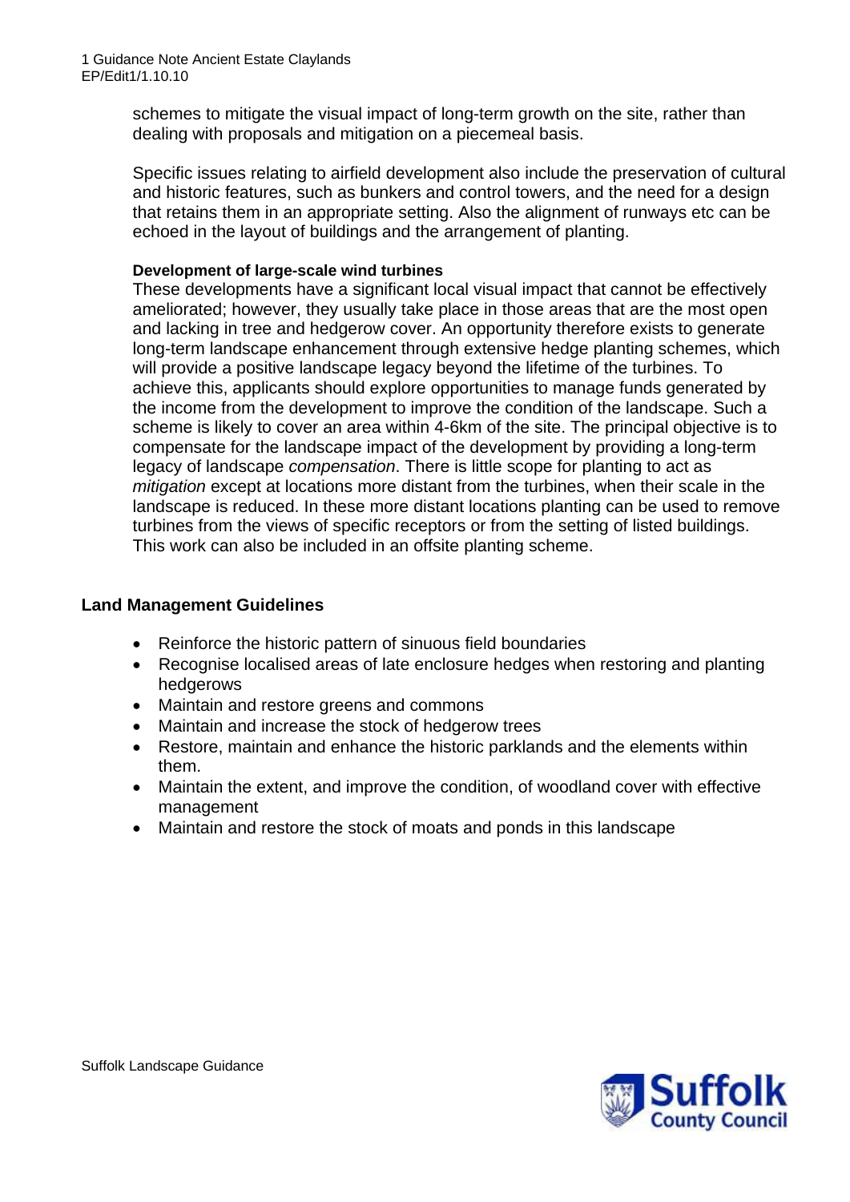schemes to mitigate the visual impact of long-term growth on the site, rather than dealing with proposals and mitigation on a piecemeal basis.

Specific issues relating to airfield development also include the preservation of cultural and historic features, such as bunkers and control towers, and the need for a design that retains them in an appropriate setting. Also the alignment of runways etc can be echoed in the layout of buildings and the arrangement of planting.

**Development of large-scale wind turbines**

These developments have a significant local visual impact that cannot be effectively ameliorated; however, they usually take place in those areas that are the most open and lacking in tree and hedgerow cover. An opportunity therefore exists to generate long-term landscape enhancement through extensive hedge planting schemes, which will provide a positive landscape legacy beyond the lifetime of the turbines. To achieve this, applicants should explore opportunities to manage funds generated by the income from the development to improve the condition of the landscape. Such a scheme is likely to cover an area within 4-6km of the site. The principal objective is to compensate for the landscape impact of the development by providing a long-term legacy of landscape *compensation*. There is little scope for planting to act as *mitigation* except at locations more distant from the turbines, when their scale in the landscape is reduced. In these more distant locations planting can be used to remove turbines from the views of specific receptors or from the setting of listed buildings. This work can also be included in an offsite planting scheme.

## Land Management Guidelines

- Reinforce the historic pattern of sinuous field boundaries
- Recognise localised areas of late enclosure hedges when restoring and planting hedgerows
- Maintain and restore greens and commons
- Maintain and increase the stock of hedgerow trees
- Restore, maintain and enhance the historic parklands and the elements within them.
- Maintain the extent, and improve the condition, of woodland cover with effective management
- Maintain and restore the stock of moats and ponds in this landscape